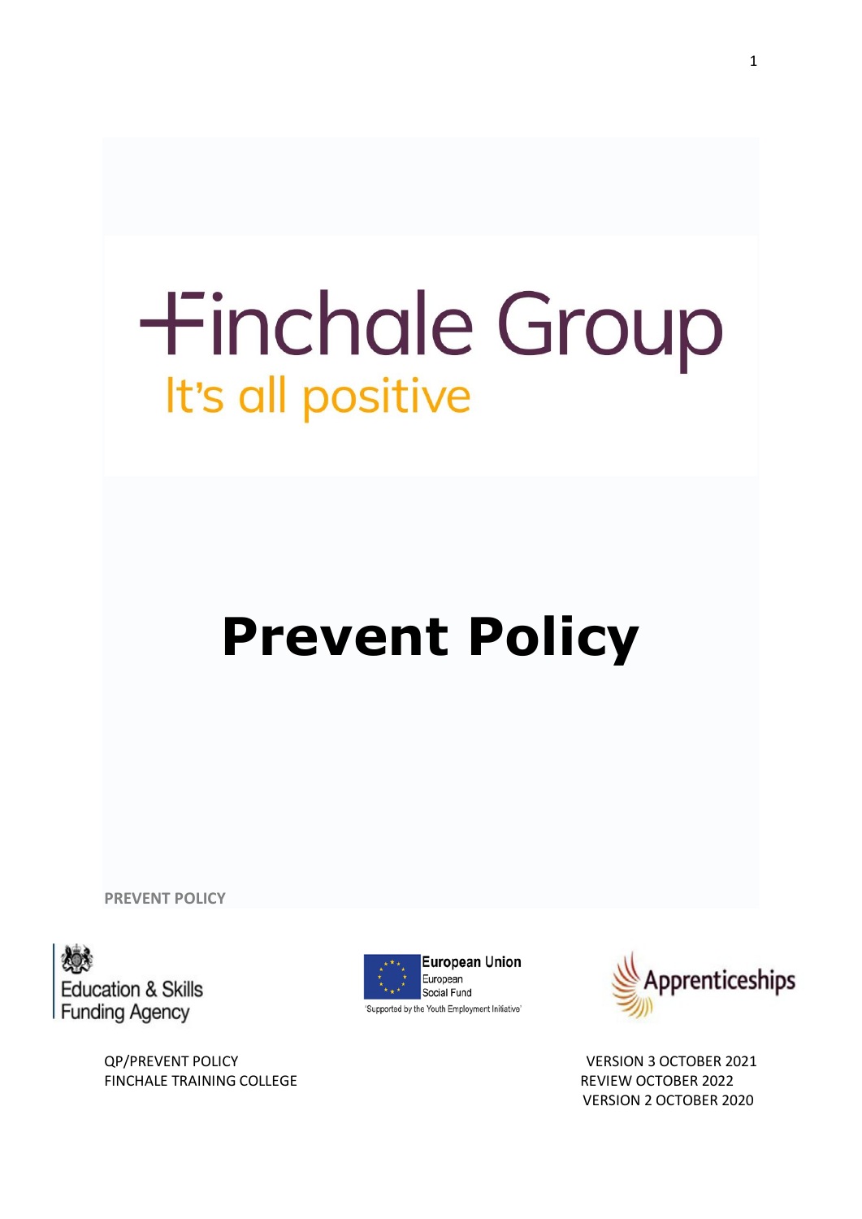Finchale Group

It's all positive

# Prevent Policy

**PREVENT POLICY**

Education & Skills Funding Agency

European Union
European Social Fund
'Supported by the Youth Employment Initiative'

Apprenticeships

QP/PREVENT POLICY
FINCHALE TRAINING COLLEGE

VERSION 3 OCTOBER 2021
REVIEW OCTOBER 2022
VERSION 2 OCTOBER 2020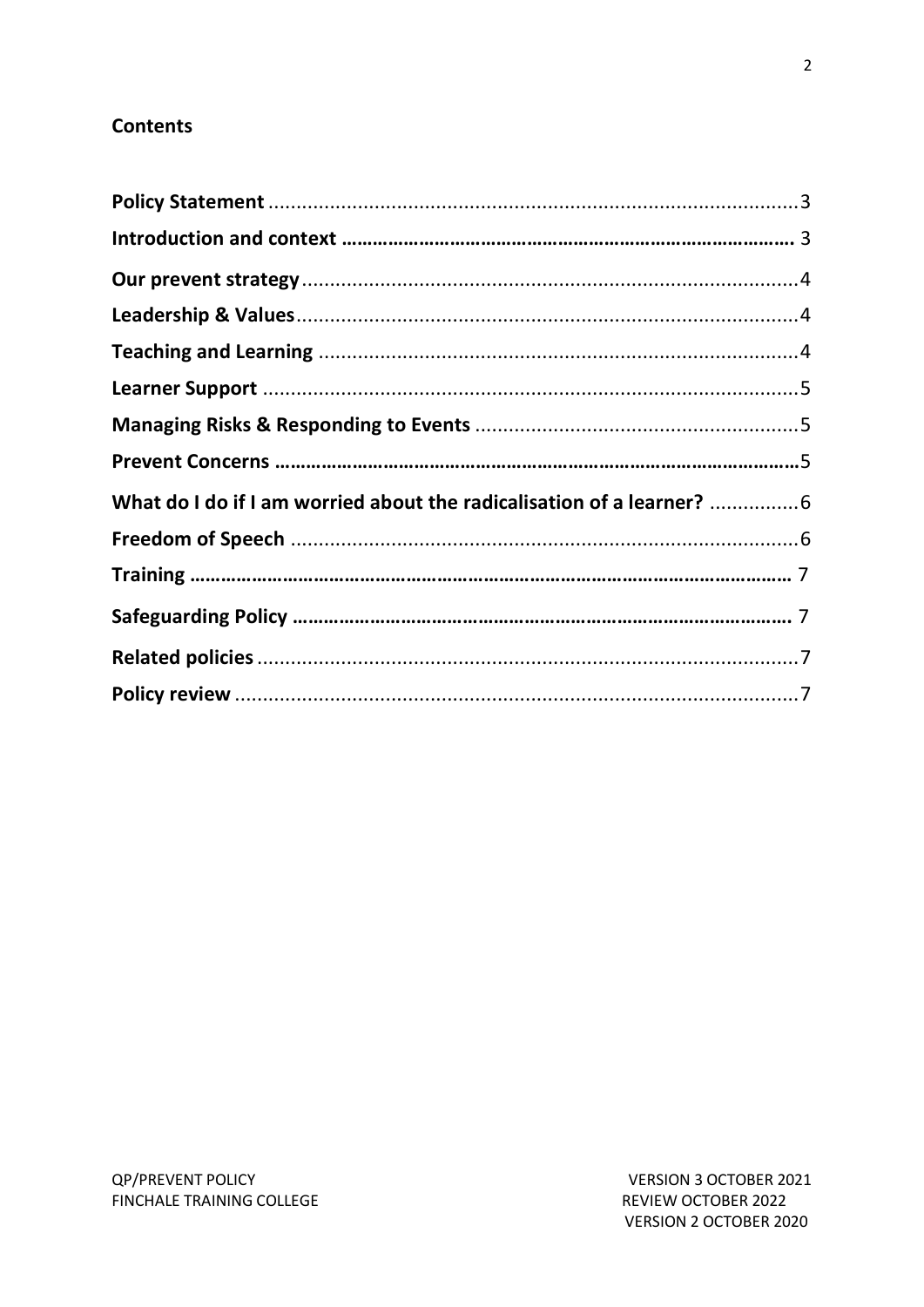## Contents

| | |
|---|---|
| **Policy Statement** | 3 |
| **Introduction and context** | 3 |
| **Our prevent strategy** | 4 |
| **Leadership & Values** | 4 |
| **Teaching and Learning** | 4 |
| **Learner Support** | 5 |
| **Managing Risks & Responding to Events** | 5 |
| **Prevent Concerns** | 5 |
| **What do I do if I am worried about the radicalisation of a learner?** | 6 |
| **Freedom of Speech** | 6 |
| **Training** | 7 |
| **Safeguarding Policy** | 7 |
| **Related policies** | 7 |
| **Policy review** | 7 |

QP/PREVENT POLICY
FINCHALE TRAINING COLLEGE

VERSION 3 OCTOBER 2021
REVIEW OCTOBER 2022
VERSION 2 OCTOBER 2020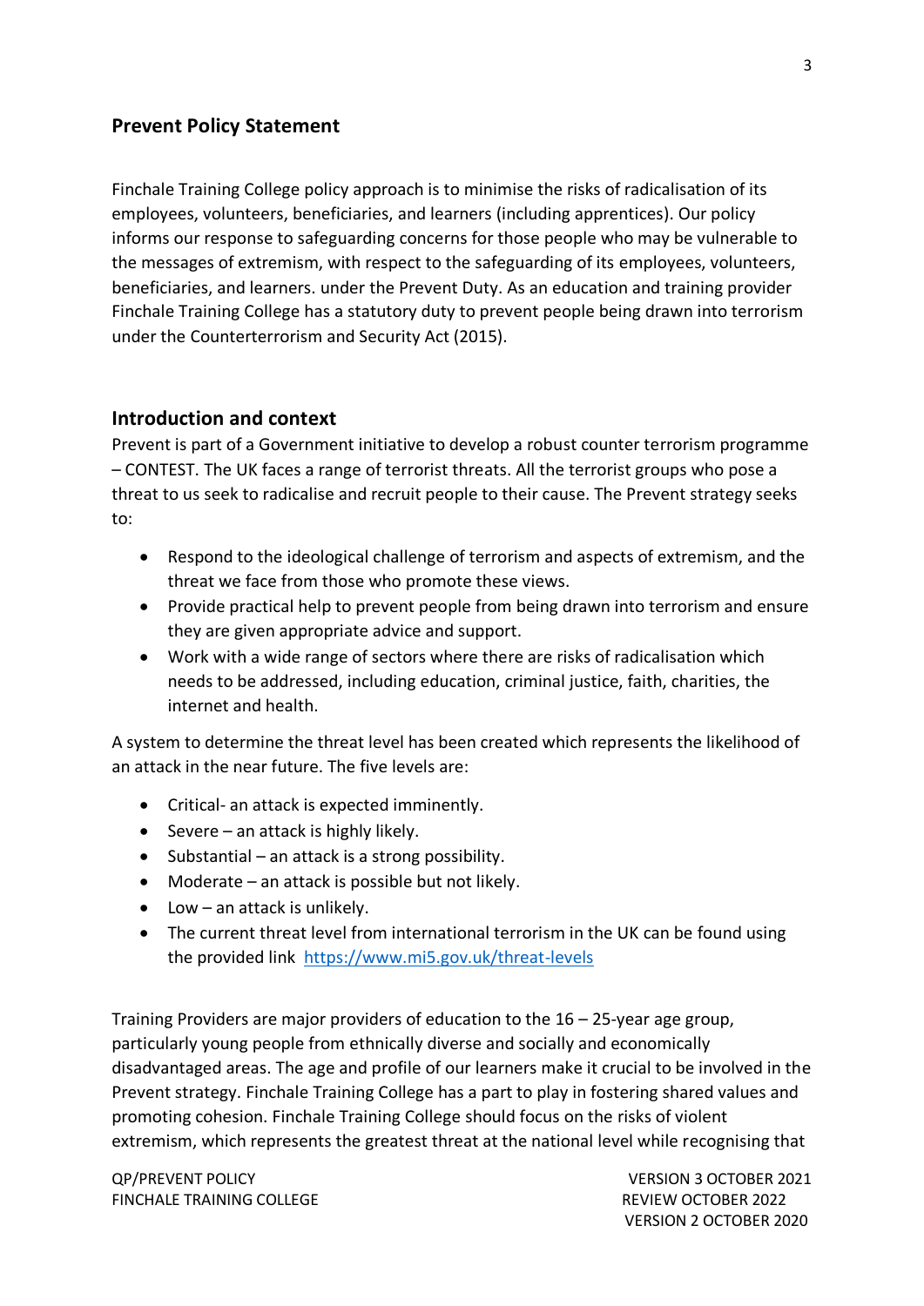## Prevent Policy Statement

Finchale Training College policy approach is to minimise the risks of radicalisation of its employees, volunteers, beneficiaries, and learners (including apprentices). Our policy informs our response to safeguarding concerns for those people who may be vulnerable to the messages of extremism, with respect to the safeguarding of its employees, volunteers, beneficiaries, and learners. under the Prevent Duty. As an education and training provider Finchale Training College has a statutory duty to prevent people being drawn into terrorism under the Counterterrorism and Security Act (2015).

## Introduction and context

Prevent is part of a Government initiative to develop a robust counter terrorism programme – CONTEST. The UK faces a range of terrorist threats. All the terrorist groups who pose a threat to us seek to radicalise and recruit people to their cause. The Prevent strategy seeks to:

- Respond to the ideological challenge of terrorism and aspects of extremism, and the threat we face from those who promote these views.
- Provide practical help to prevent people from being drawn into terrorism and ensure they are given appropriate advice and support.
- Work with a wide range of sectors where there are risks of radicalisation which needs to be addressed, including education, criminal justice, faith, charities, the internet and health.

A system to determine the threat level has been created which represents the likelihood of an attack in the near future. The five levels are:

- Critical- an attack is expected imminently.
- Severe – an attack is highly likely.
- Substantial – an attack is a strong possibility.
- Moderate – an attack is possible but not likely.
- Low – an attack is unlikely.
- The current threat level from international terrorism in the UK can be found using the provided link https://www.mi5.gov.uk/threat-levels

Training Providers are major providers of education to the 16 – 25-year age group, particularly young people from ethnically diverse and socially and economically disadvantaged areas. The age and profile of our learners make it crucial to be involved in the Prevent strategy. Finchale Training College has a part to play in fostering shared values and promoting cohesion. Finchale Training College should focus on the risks of violent extremism, which represents the greatest threat at the national level while recognising that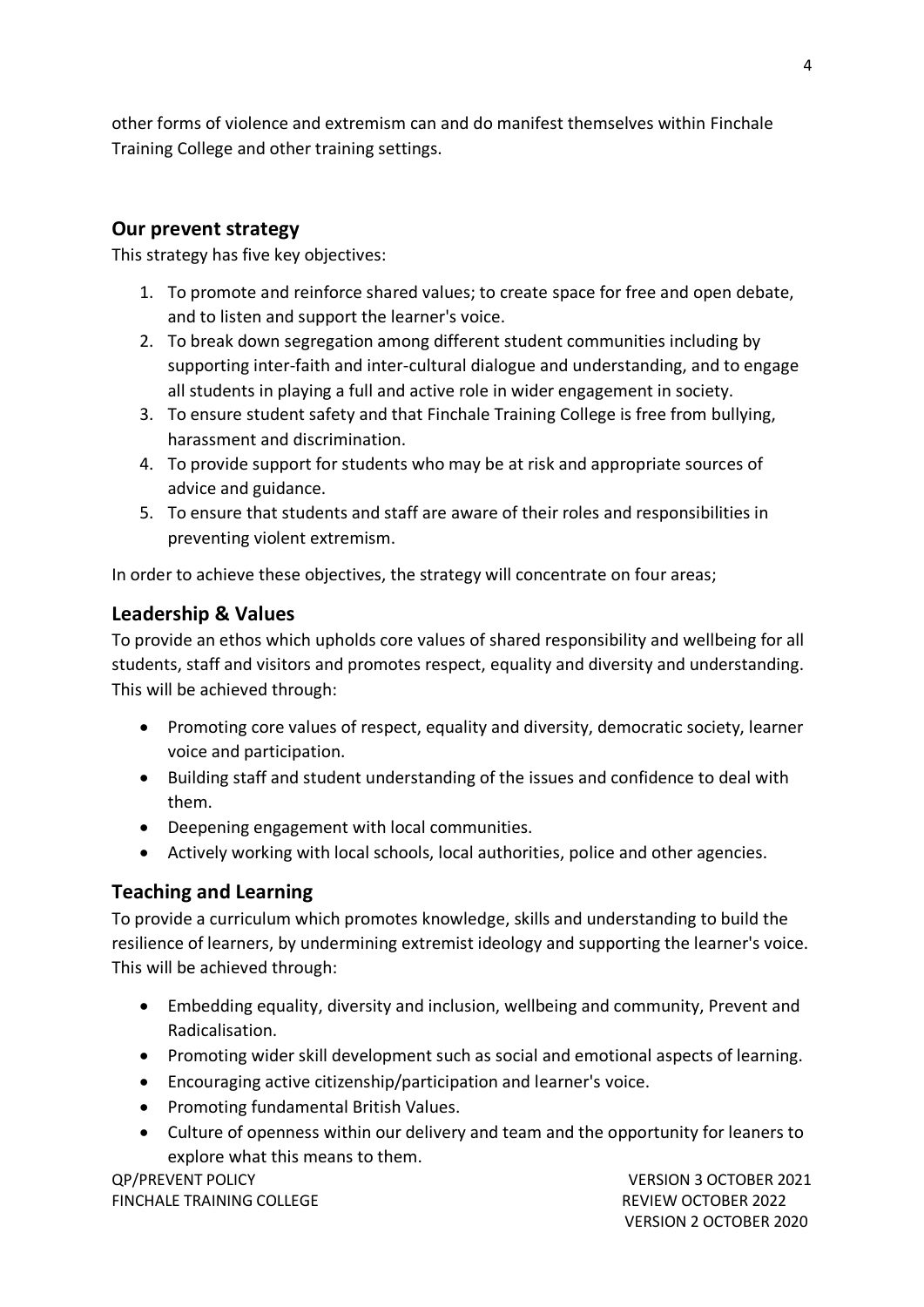other forms of violence and extremism can and do manifest themselves within Finchale Training College and other training settings.

## Our prevent strategy

This strategy has five key objectives:

1. To promote and reinforce shared values; to create space for free and open debate, and to listen and support the learner's voice.
2. To break down segregation among different student communities including by supporting inter-faith and inter-cultural dialogue and understanding, and to engage all students in playing a full and active role in wider engagement in society.
3. To ensure student safety and that Finchale Training College is free from bullying, harassment and discrimination.
4. To provide support for students who may be at risk and appropriate sources of advice and guidance.
5. To ensure that students and staff are aware of their roles and responsibilities in preventing violent extremism.

In order to achieve these objectives, the strategy will concentrate on four areas;

## Leadership & Values

To provide an ethos which upholds core values of shared responsibility and wellbeing for all students, staff and visitors and promotes respect, equality and diversity and understanding. This will be achieved through:

- Promoting core values of respect, equality and diversity, democratic society, learner voice and participation.
- Building staff and student understanding of the issues and confidence to deal with them.
- Deepening engagement with local communities.
- Actively working with local schools, local authorities, police and other agencies.

## Teaching and Learning

To provide a curriculum which promotes knowledge, skills and understanding to build the resilience of learners, by undermining extremist ideology and supporting the learner's voice. This will be achieved through:

- Embedding equality, diversity and inclusion, wellbeing and community, Prevent and Radicalisation.
- Promoting wider skill development such as social and emotional aspects of learning.
- Encouraging active citizenship/participation and learner's voice.
- Promoting fundamental British Values.
- Culture of openness within our delivery and team and the opportunity for leaners to explore what this means to them.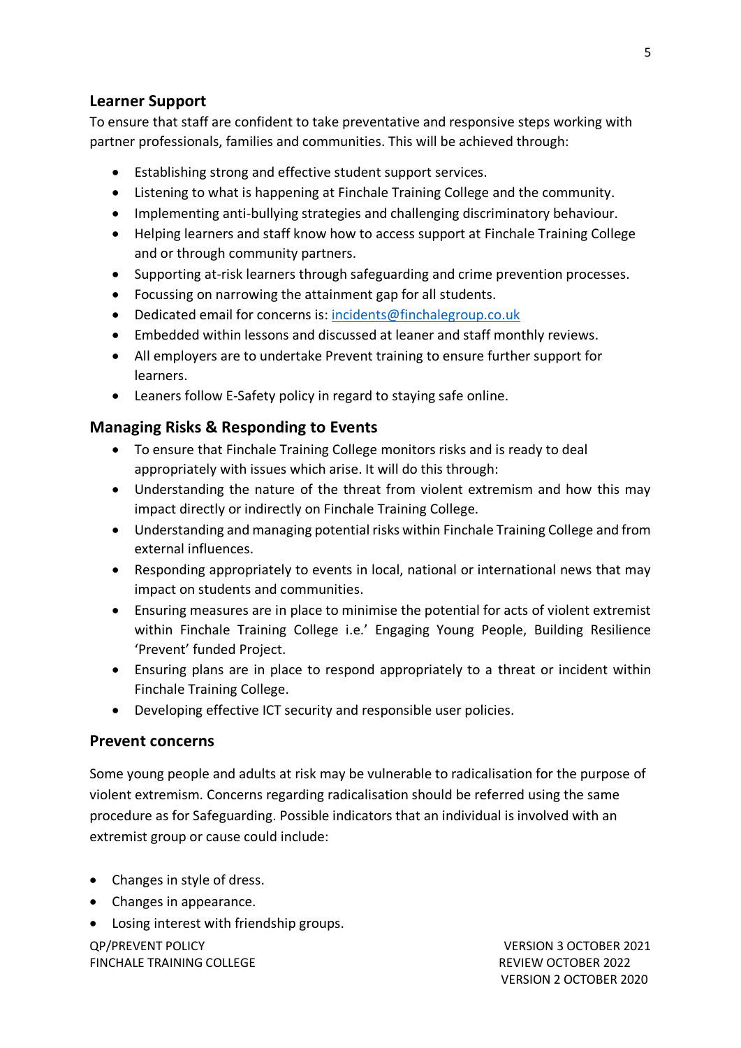## Learner Support

To ensure that staff are confident to take preventative and responsive steps working with partner professionals, families and communities. This will be achieved through:

- Establishing strong and effective student support services.
- Listening to what is happening at Finchale Training College and the community.
- Implementing anti-bullying strategies and challenging discriminatory behaviour.
- Helping learners and staff know how to access support at Finchale Training College and or through community partners.
- Supporting at-risk learners through safeguarding and crime prevention processes.
- Focussing on narrowing the attainment gap for all students.
- Dedicated email for concerns is: incidents@finchalegroup.co.uk
- Embedded within lessons and discussed at leaner and staff monthly reviews.
- All employers are to undertake Prevent training to ensure further support for learners.
- Leaners follow E-Safety policy in regard to staying safe online.

## Managing Risks & Responding to Events

- To ensure that Finchale Training College monitors risks and is ready to deal appropriately with issues which arise. It will do this through:
- Understanding the nature of the threat from violent extremism and how this may impact directly or indirectly on Finchale Training College.
- Understanding and managing potential risks within Finchale Training College and from external influences.
- Responding appropriately to events in local, national or international news that may impact on students and communities.
- Ensuring measures are in place to minimise the potential for acts of violent extremist within Finchale Training College i.e.' Engaging Young People, Building Resilience 'Prevent' funded Project.
- Ensuring plans are in place to respond appropriately to a threat or incident within Finchale Training College.
- Developing effective ICT security and responsible user policies.

## Prevent concerns

Some young people and adults at risk may be vulnerable to radicalisation for the purpose of violent extremism. Concerns regarding radicalisation should be referred using the same procedure as for Safeguarding. Possible indicators that an individual is involved with an extremist group or cause could include:

- Changes in style of dress.
- Changes in appearance.
- Losing interest with friendship groups.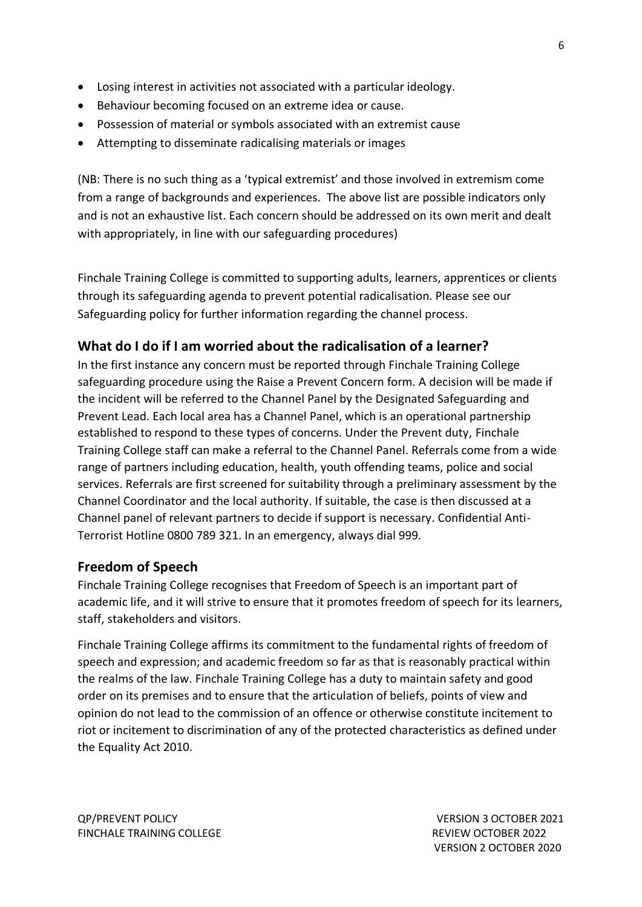- Losing interest in activities not associated with a particular ideology.
- Behaviour becoming focused on an extreme idea or cause.
- Possession of material or symbols associated with an extremist cause
- Attempting to disseminate radicalising materials or images

(NB: There is no such thing as a 'typical extremist' and those involved in extremism come from a range of backgrounds and experiences. The above list are possible indicators only and is not an exhaustive list. Each concern should be addressed on its own merit and dealt with appropriately, in line with our safeguarding procedures)

Finchale Training College is committed to supporting adults, learners, apprentices or clients through its safeguarding agenda to prevent potential radicalisation. Please see our Safeguarding policy for further information regarding the channel process.

## What do I do if I am worried about the radicalisation of a learner?

In the first instance any concern must be reported through Finchale Training College safeguarding procedure using the Raise a Prevent Concern form. A decision will be made if the incident will be referred to the Channel Panel by the Designated Safeguarding and Prevent Lead. Each local area has a Channel Panel, which is an operational partnership established to respond to these types of concerns. Under the Prevent duty, Finchale Training College staff can make a referral to the Channel Panel. Referrals come from a wide range of partners including education, health, youth offending teams, police and social services. Referrals are first screened for suitability through a preliminary assessment by the Channel Coordinator and the local authority. If suitable, the case is then discussed at a Channel panel of relevant partners to decide if support is necessary. Confidential Anti-Terrorist Hotline 0800 789 321. In an emergency, always dial 999.

## Freedom of Speech

Finchale Training College recognises that Freedom of Speech is an important part of academic life, and it will strive to ensure that it promotes freedom of speech for its learners, staff, stakeholders and visitors.

Finchale Training College affirms its commitment to the fundamental rights of freedom of speech and expression; and academic freedom so far as that is reasonably practical within the realms of the law. Finchale Training College has a duty to maintain safety and good order on its premises and to ensure that the articulation of beliefs, points of view and opinion do not lead to the commission of an offence or otherwise constitute incitement to riot or incitement to discrimination of any of the protected characteristics as defined under the Equality Act 2010.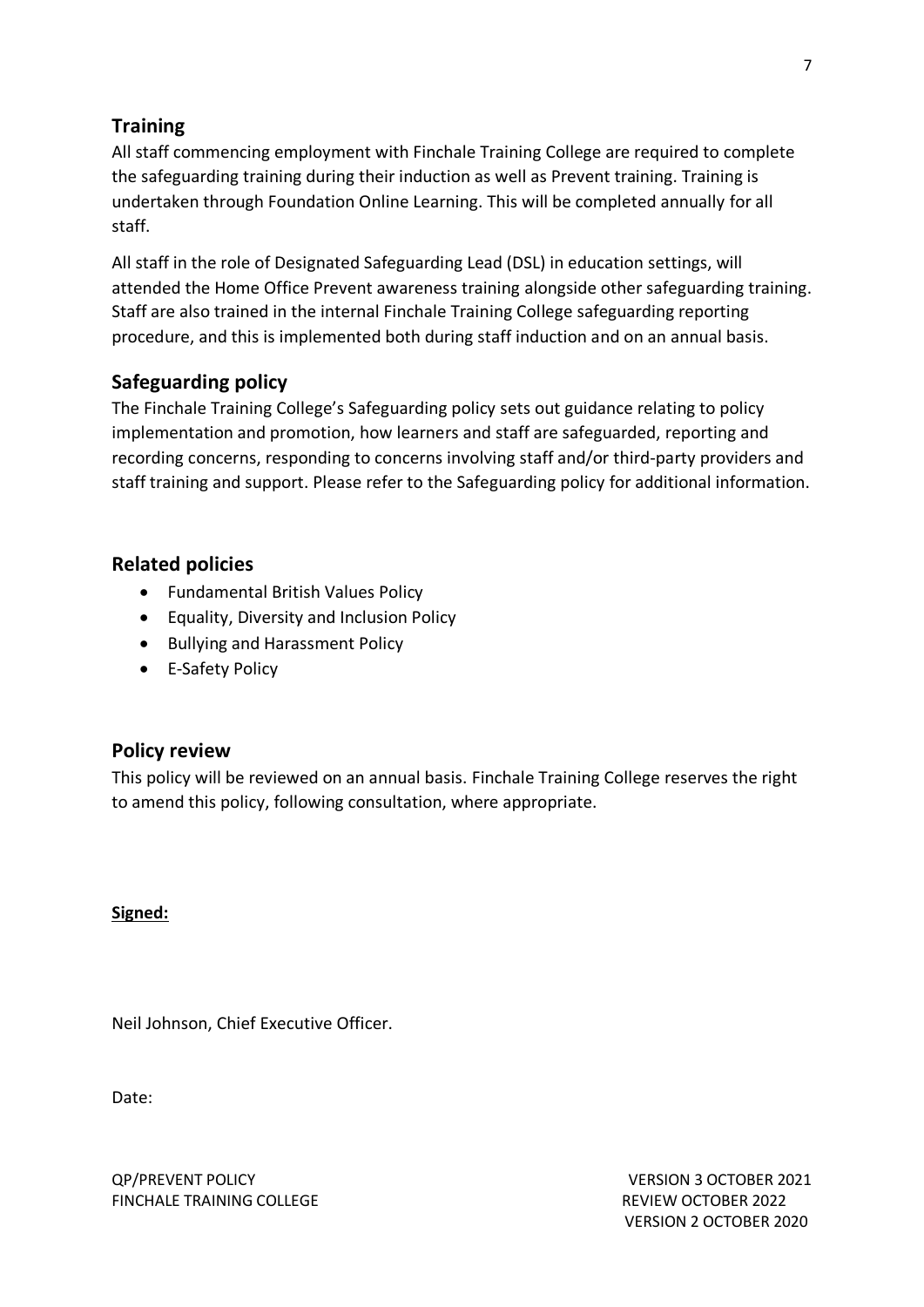## Training

All staff commencing employment with Finchale Training College are required to complete the safeguarding training during their induction as well as Prevent training. Training is undertaken through Foundation Online Learning. This will be completed annually for all staff.

All staff in the role of Designated Safeguarding Lead (DSL) in education settings, will attended the Home Office Prevent awareness training alongside other safeguarding training. Staff are also trained in the internal Finchale Training College safeguarding reporting procedure, and this is implemented both during staff induction and on an annual basis.

## Safeguarding policy

The Finchale Training College's Safeguarding policy sets out guidance relating to policy implementation and promotion, how learners and staff are safeguarded, reporting and recording concerns, responding to concerns involving staff and/or third-party providers and staff training and support. Please refer to the Safeguarding policy for additional information.

## Related policies

- Fundamental British Values Policy
- Equality, Diversity and Inclusion Policy
- Bullying and Harassment Policy
- E-Safety Policy

## Policy review

This policy will be reviewed on an annual basis. Finchale Training College reserves the right to amend this policy, following consultation, where appropriate.

**Signed:**

Neil Johnson, Chief Executive Officer.

Date: